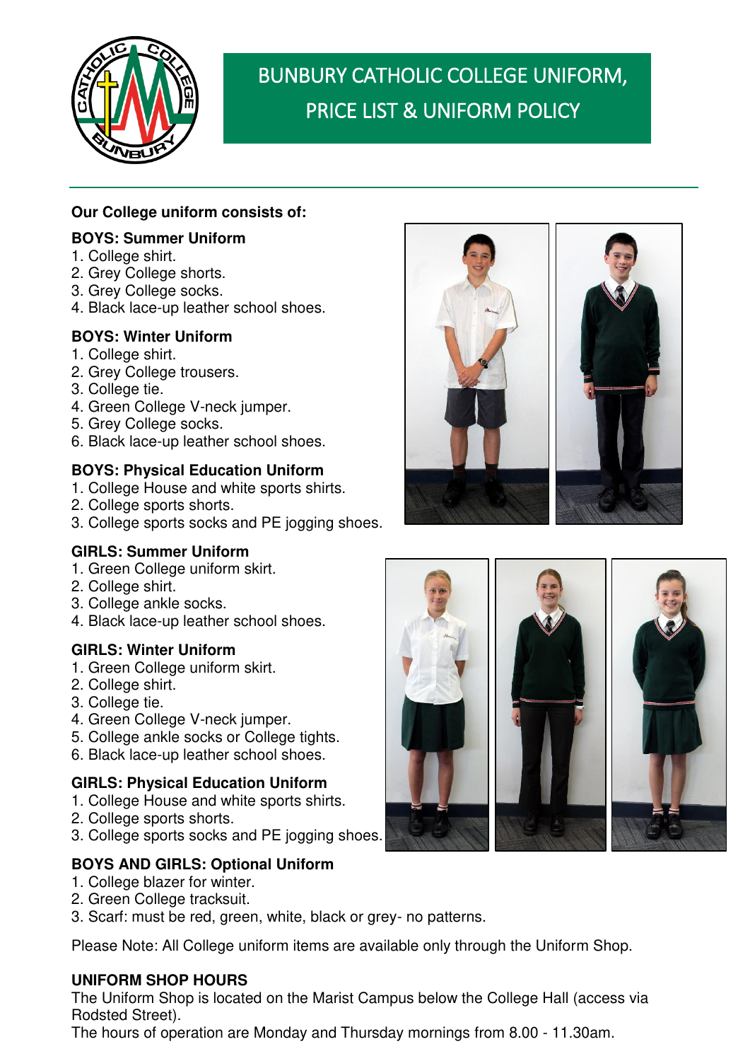# BUNBURY CATHOLIC COLLEGE UNIFORM, PRICE LIST & UNIFORM POLICY

**Our College uniform consists of:**

### BOYS: Summer Uniform

1. College shirt.
2. Grey College shorts.
3. Grey College socks.
4. Black lace-up leather school shoes.

### BOYS: Winter Uniform

1. College shirt.
2. Grey College trousers.
3. College tie.
4. Green College V-neck jumper.
5. Grey College socks.
6. Black lace-up leather school shoes.

### BOYS: Physical Education Uniform

1. College House and white sports shirts.
2. College sports shorts.
3. College sports socks and PE jogging shoes.

### GIRLS: Summer Uniform

1. Green College uniform skirt.
2. College shirt.
3. College ankle socks.
4. Black lace-up leather school shoes.

### GIRLS: Winter Uniform

1. Green College uniform skirt.
2. College shirt.
3. College tie.
4. Green College V-neck jumper.
5. College ankle socks or College tights.
6. Black lace-up leather school shoes.

### GIRLS: Physical Education Uniform

1. College House and white sports shirts.
2. College sports shorts.
3. College sports socks and PE jogging shoes.

### BOYS AND GIRLS: Optional Uniform

1. College blazer for winter.
2. Green College tracksuit.
3. Scarf: must be red, green, white, black or grey- no patterns.

Please Note: All College uniform items are available only through the Uniform Shop.

### UNIFORM SHOP HOURS

The Uniform Shop is located on the Marist Campus below the College Hall (access via Rodsted Street).
The hours of operation are Monday and Thursday mornings from 8.00 - 11.30am.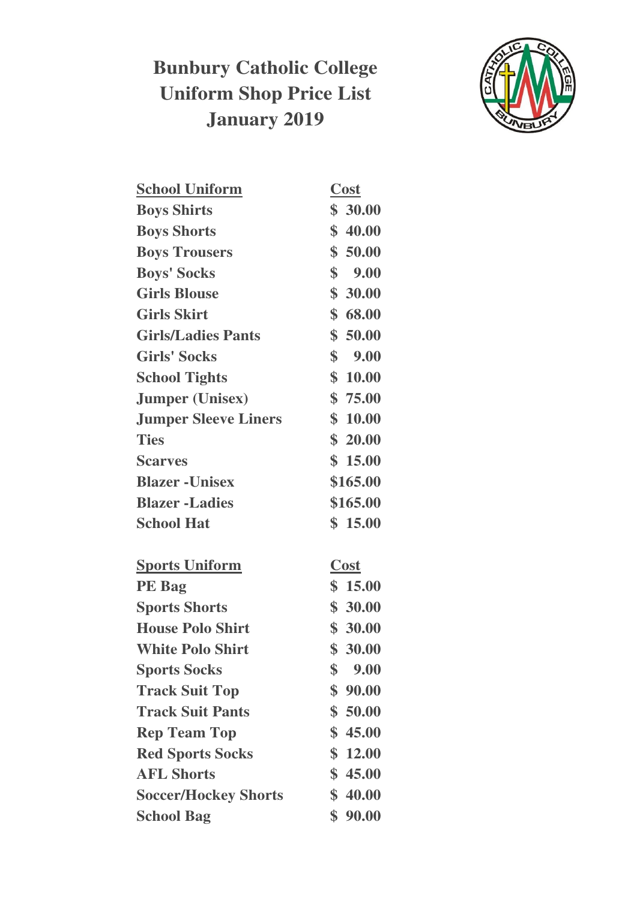# Bunbury Catholic College
# Uniform Shop Price List
# January 2019

| School Uniform | Cost |
|---|---|
| Boys Shirts | $ 30.00 |
| Boys Shorts | $ 40.00 |
| Boys Trousers | $ 50.00 |
| Boys' Socks | $ 9.00 |
| Girls Blouse | $ 30.00 |
| Girls Skirt | $ 68.00 |
| Girls/Ladies Pants | $ 50.00 |
| Girls' Socks | $ 9.00 |
| School Tights | $ 10.00 |
| Jumper (Unisex) | $ 75.00 |
| Jumper Sleeve Liners | $ 10.00 |
| Ties | $ 20.00 |
| Scarves | $ 15.00 |
| Blazer -Unisex | $165.00 |
| Blazer -Ladies | $165.00 |
| School Hat | $ 15.00 |

| Sports Uniform | Cost |
|---|---|
| PE Bag | $ 15.00 |
| Sports Shorts | $ 30.00 |
| House Polo Shirt | $ 30.00 |
| White Polo Shirt | $ 30.00 |
| Sports Socks | $ 9.00 |
| Track Suit Top | $ 90.00 |
| Track Suit Pants | $ 50.00 |
| Rep Team Top | $ 45.00 |
| Red Sports Socks | $ 12.00 |
| AFL Shorts | $ 45.00 |
| Soccer/Hockey Shorts | $ 40.00 |
| School Bag | $ 90.00 |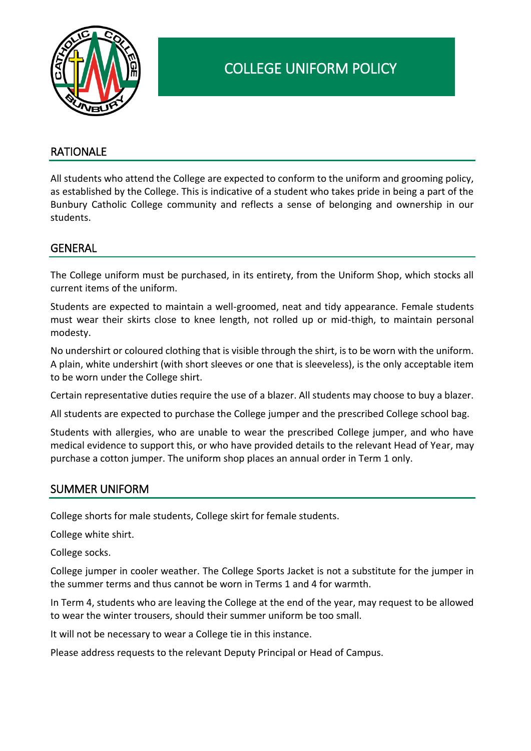# COLLEGE UNIFORM POLICY

## RATIONALE

All students who attend the College are expected to conform to the uniform and grooming policy, as established by the College. This is indicative of a student who takes pride in being a part of the Bunbury Catholic College community and reflects a sense of belonging and ownership in our students.

## GENERAL

The College uniform must be purchased, in its entirety, from the Uniform Shop, which stocks all current items of the uniform.

Students are expected to maintain a well-groomed, neat and tidy appearance. Female students must wear their skirts close to knee length, not rolled up or mid-thigh, to maintain personal modesty.

No undershirt or coloured clothing that is visible through the shirt, is to be worn with the uniform. A plain, white undershirt (with short sleeves or one that is sleeveless), is the only acceptable item to be worn under the College shirt.

Certain representative duties require the use of a blazer. All students may choose to buy a blazer.

All students are expected to purchase the College jumper and the prescribed College school bag.

Students with allergies, who are unable to wear the prescribed College jumper, and who have medical evidence to support this, or who have provided details to the relevant Head of Year, may purchase a cotton jumper. The uniform shop places an annual order in Term 1 only.

## SUMMER UNIFORM

College shorts for male students, College skirt for female students.

College white shirt.

College socks.

College jumper in cooler weather. The College Sports Jacket is not a substitute for the jumper in the summer terms and thus cannot be worn in Terms 1 and 4 for warmth.

In Term 4, students who are leaving the College at the end of the year, may request to be allowed to wear the winter trousers, should their summer uniform be too small.

It will not be necessary to wear a College tie in this instance.

Please address requests to the relevant Deputy Principal or Head of Campus.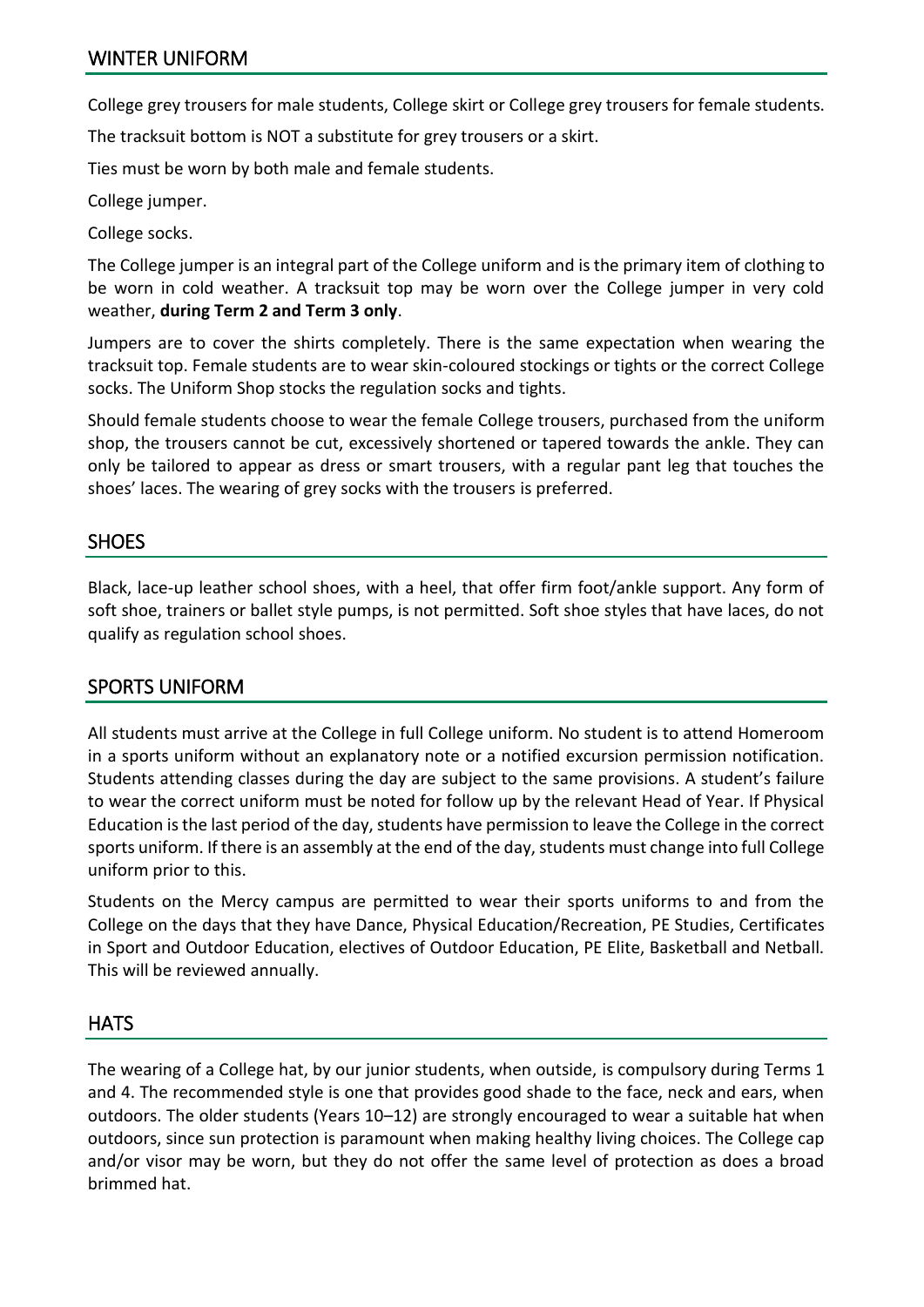## WINTER UNIFORM

College grey trousers for male students, College skirt or College grey trousers for female students.

The tracksuit bottom is NOT a substitute for grey trousers or a skirt.

Ties must be worn by both male and female students.

College jumper.

College socks.

The College jumper is an integral part of the College uniform and is the primary item of clothing to be worn in cold weather. A tracksuit top may be worn over the College jumper in very cold weather, **during Term 2 and Term 3 only**.

Jumpers are to cover the shirts completely. There is the same expectation when wearing the tracksuit top. Female students are to wear skin-coloured stockings or tights or the correct College socks. The Uniform Shop stocks the regulation socks and tights.

Should female students choose to wear the female College trousers, purchased from the uniform shop, the trousers cannot be cut, excessively shortened or tapered towards the ankle. They can only be tailored to appear as dress or smart trousers, with a regular pant leg that touches the shoes' laces. The wearing of grey socks with the trousers is preferred.

## SHOES

Black, lace-up leather school shoes, with a heel, that offer firm foot/ankle support. Any form of soft shoe, trainers or ballet style pumps, is not permitted. Soft shoe styles that have laces, do not qualify as regulation school shoes.

## SPORTS UNIFORM

All students must arrive at the College in full College uniform. No student is to attend Homeroom in a sports uniform without an explanatory note or a notified excursion permission notification. Students attending classes during the day are subject to the same provisions. A student's failure to wear the correct uniform must be noted for follow up by the relevant Head of Year. If Physical Education is the last period of the day, students have permission to leave the College in the correct sports uniform. If there is an assembly at the end of the day, students must change into full College uniform prior to this.

Students on the Mercy campus are permitted to wear their sports uniforms to and from the College on the days that they have Dance, Physical Education/Recreation, PE Studies, Certificates in Sport and Outdoor Education, electives of Outdoor Education, PE Elite, Basketball and Netball. This will be reviewed annually.

## HATS

The wearing of a College hat, by our junior students, when outside, is compulsory during Terms 1 and 4. The recommended style is one that provides good shade to the face, neck and ears, when outdoors. The older students (Years 10–12) are strongly encouraged to wear a suitable hat when outdoors, since sun protection is paramount when making healthy living choices. The College cap and/or visor may be worn, but they do not offer the same level of protection as does a broad brimmed hat.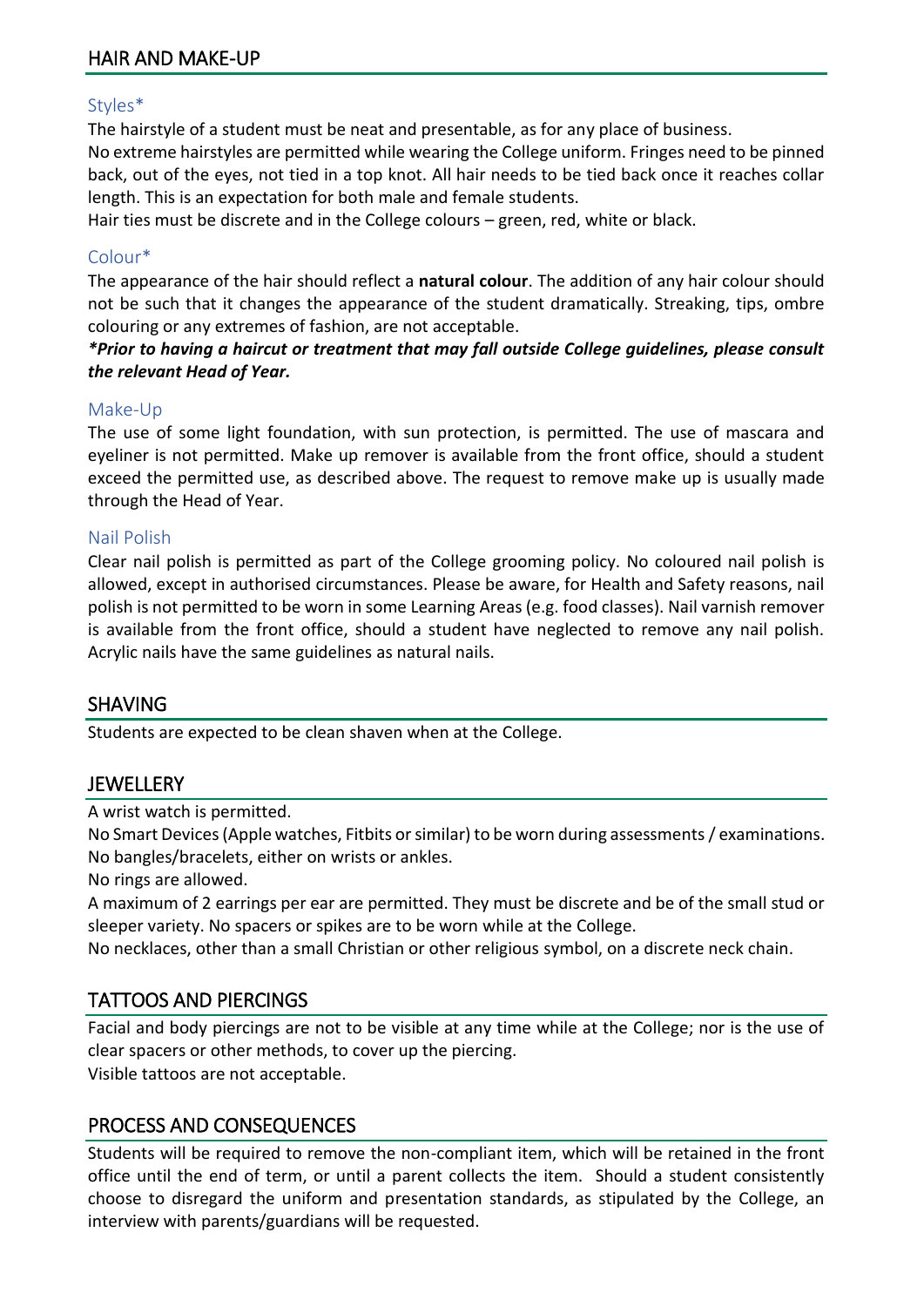## HAIR AND MAKE-UP

### Styles*

The hairstyle of a student must be neat and presentable, as for any place of business.

No extreme hairstyles are permitted while wearing the College uniform. Fringes need to be pinned back, out of the eyes, not tied in a top knot. All hair needs to be tied back once it reaches collar length. This is an expectation for both male and female students.

Hair ties must be discrete and in the College colours – green, red, white or black.

### Colour*

The appearance of the hair should reflect a **natural colour**. The addition of any hair colour should not be such that it changes the appearance of the student dramatically. Streaking, tips, ombre colouring or any extremes of fashion, are not acceptable.

***\*Prior to having a haircut or treatment that may fall outside College guidelines, please consult the relevant Head of Year.***

### Make-Up

The use of some light foundation, with sun protection, is permitted. The use of mascara and eyeliner is not permitted. Make up remover is available from the front office, should a student exceed the permitted use, as described above. The request to remove make up is usually made through the Head of Year.

### Nail Polish

Clear nail polish is permitted as part of the College grooming policy. No coloured nail polish is allowed, except in authorised circumstances. Please be aware, for Health and Safety reasons, nail polish is not permitted to be worn in some Learning Areas (e.g. food classes). Nail varnish remover is available from the front office, should a student have neglected to remove any nail polish. Acrylic nails have the same guidelines as natural nails.

## SHAVING

Students are expected to be clean shaven when at the College.

## JEWELLERY

A wrist watch is permitted.

No Smart Devices (Apple watches, Fitbits or similar) to be worn during assessments / examinations.

No bangles/bracelets, either on wrists or ankles.

No rings are allowed.

A maximum of 2 earrings per ear are permitted. They must be discrete and be of the small stud or sleeper variety. No spacers or spikes are to be worn while at the College.

No necklaces, other than a small Christian or other religious symbol, on a discrete neck chain.

## TATTOOS AND PIERCINGS

Facial and body piercings are not to be visible at any time while at the College; nor is the use of clear spacers or other methods, to cover up the piercing.

Visible tattoos are not acceptable.

## PROCESS AND CONSEQUENCES

Students will be required to remove the non-compliant item, which will be retained in the front office until the end of term, or until a parent collects the item. Should a student consistently choose to disregard the uniform and presentation standards, as stipulated by the College, an interview with parents/guardians will be requested.